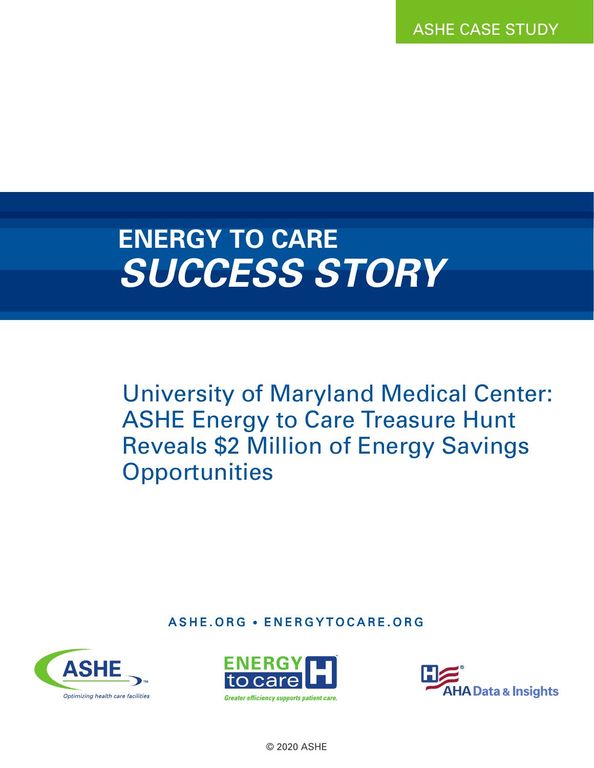ASHE CASE STUDY

# ENERGY TO CARE *SUCCESS STORY*

## University of Maryland Medical Center: ASHE Energy to Care Treasure Hunt Reveals $2 Million of Energy Savings Opportunities

ASHE.ORG • ENERGYTOCARE.ORG

ASHE — Optimizing health care facilities

ENERGY to care — Greater efficiency supports patient care.

AHA Data & Insights

© 2020 ASHE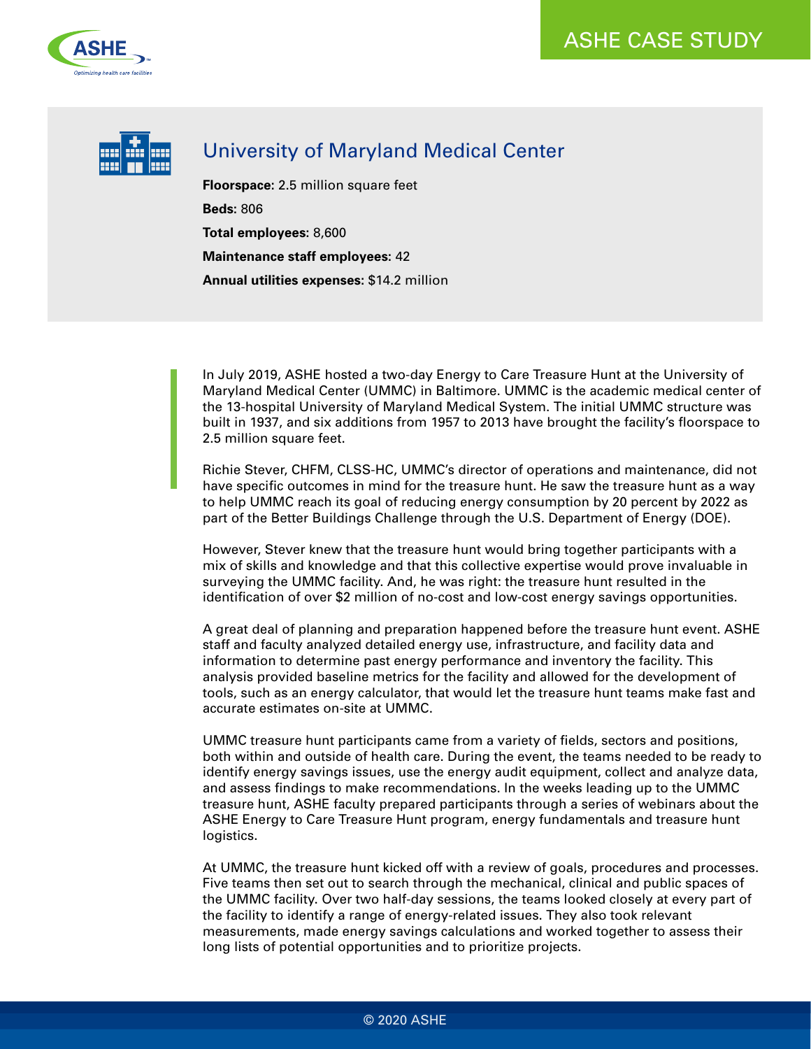# University of Maryland Medical Center

**Floorspace:** 2.5 million square feet

**Beds:** 806

**Total employees:** 8,600

**Maintenance staff employees:** 42

**Annual utilities expenses:** $14.2 million

In July 2019, ASHE hosted a two-day Energy to Care Treasure Hunt at the University of Maryland Medical Center (UMMC) in Baltimore. UMMC is the academic medical center of the 13-hospital University of Maryland Medical System. The initial UMMC structure was built in 1937, and six additions from 1957 to 2013 have brought the facility's floorspace to 2.5 million square feet.

Richie Stever, CHFM, CLSS-HC, UMMC's director of operations and maintenance, did not have specific outcomes in mind for the treasure hunt. He saw the treasure hunt as a way to help UMMC reach its goal of reducing energy consumption by 20 percent by 2022 as part of the Better Buildings Challenge through the U.S. Department of Energy (DOE).

However, Stever knew that the treasure hunt would bring together participants with a mix of skills and knowledge and that this collective expertise would prove invaluable in surveying the UMMC facility. And, he was right: the treasure hunt resulted in the identification of over $2 million of no-cost and low-cost energy savings opportunities.

A great deal of planning and preparation happened before the treasure hunt event. ASHE staff and faculty analyzed detailed energy use, infrastructure, and facility data and information to determine past energy performance and inventory the facility. This analysis provided baseline metrics for the facility and allowed for the development of tools, such as an energy calculator, that would let the treasure hunt teams make fast and accurate estimates on-site at UMMC.

UMMC treasure hunt participants came from a variety of fields, sectors and positions, both within and outside of health care. During the event, the teams needed to be ready to identify energy savings issues, use the energy audit equipment, collect and analyze data, and assess findings to make recommendations. In the weeks leading up to the UMMC treasure hunt, ASHE faculty prepared participants through a series of webinars about the ASHE Energy to Care Treasure Hunt program, energy fundamentals and treasure hunt logistics.

At UMMC, the treasure hunt kicked off with a review of goals, procedures and processes. Five teams then set out to search through the mechanical, clinical and public spaces of the UMMC facility. Over two half-day sessions, the teams looked closely at every part of the facility to identify a range of energy-related issues. They also took relevant measurements, made energy savings calculations and worked together to assess their long lists of potential opportunities and to prioritize projects.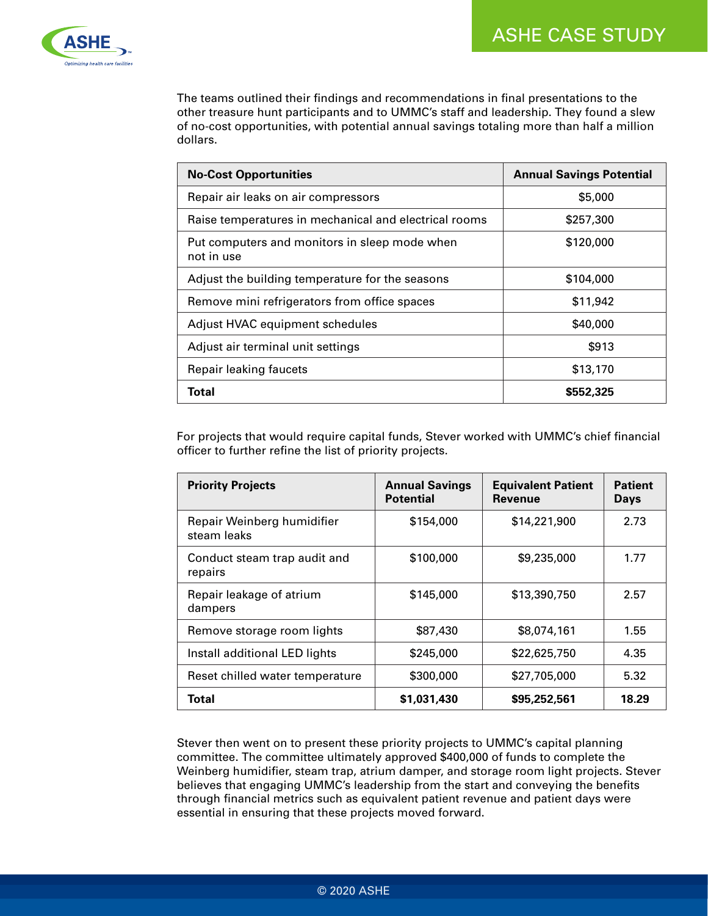The teams outlined their findings and recommendations in final presentations to the other treasure hunt participants and to UMMC's staff and leadership. They found a slew of no-cost opportunities, with potential annual savings totaling more than half a million dollars.

| No-Cost Opportunities | Annual Savings Potential |
|---|---|
| Repair air leaks on air compressors | $5,000 |
| Raise temperatures in mechanical and electrical rooms | $257,300 |
| Put computers and monitors in sleep mode when not in use | $120,000 |
| Adjust the building temperature for the seasons | $104,000 |
| Remove mini refrigerators from office spaces | $11,942 |
| Adjust HVAC equipment schedules | $40,000 |
| Adjust air terminal unit settings | $913 |
| Repair leaking faucets | $13,170 |
| **Total** | **$552,325** |

For projects that would require capital funds, Stever worked with UMMC's chief financial officer to further refine the list of priority projects.

| Priority Projects | Annual Savings Potential | Equivalent Patient Revenue | Patient Days |
|---|---|---|---|
| Repair Weinberg humidifier steam leaks | $154,000 | $14,221,900 | 2.73 |
| Conduct steam trap audit and repairs | $100,000 | $9,235,000 | 1.77 |
| Repair leakage of atrium dampers | $145,000 | $13,390,750 | 2.57 |
| Remove storage room lights | $87,430 | $8,074,161 | 1.55 |
| Install additional LED lights | $245,000 | $22,625,750 | 4.35 |
| Reset chilled water temperature | $300,000 | $27,705,000 | 5.32 |
| **Total** | **$1,031,430** | **$95,252,561** | **18.29** |

Stever then went on to present these priority projects to UMMC's capital planning committee. The committee ultimately approved $400,000 of funds to complete the Weinberg humidifier, steam trap, atrium damper, and storage room light projects. Stever believes that engaging UMMC's leadership from the start and conveying the benefits through financial metrics such as equivalent patient revenue and patient days were essential in ensuring that these projects moved forward.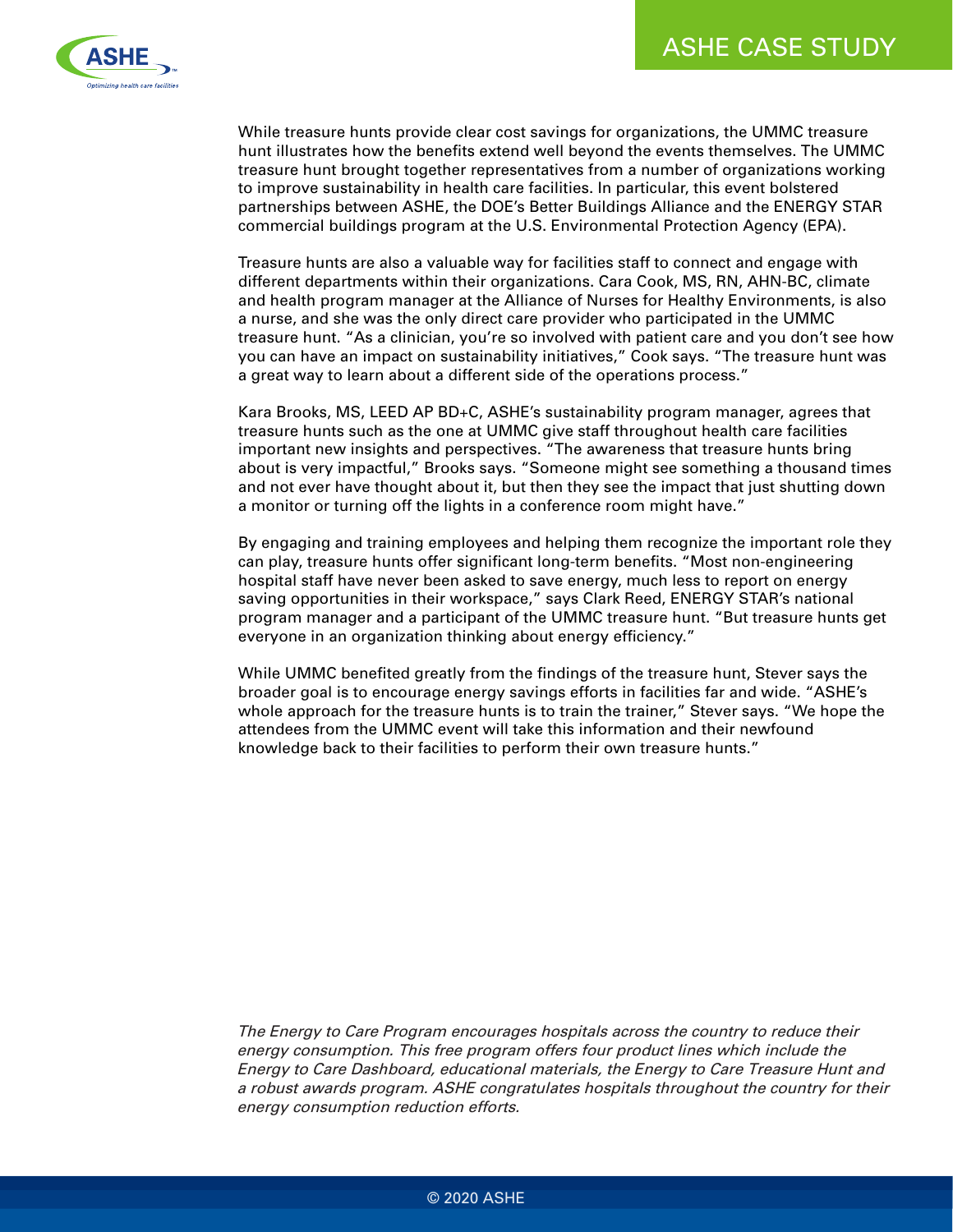While treasure hunts provide clear cost savings for organizations, the UMMC treasure hunt illustrates how the benefits extend well beyond the events themselves. The UMMC treasure hunt brought together representatives from a number of organizations working to improve sustainability in health care facilities. In particular, this event bolstered partnerships between ASHE, the DOE's Better Buildings Alliance and the ENERGY STAR commercial buildings program at the U.S. Environmental Protection Agency (EPA).

Treasure hunts are also a valuable way for facilities staff to connect and engage with different departments within their organizations. Cara Cook, MS, RN, AHN-BC, climate and health program manager at the Alliance of Nurses for Healthy Environments, is also a nurse, and she was the only direct care provider who participated in the UMMC treasure hunt. "As a clinician, you're so involved with patient care and you don't see how you can have an impact on sustainability initiatives," Cook says. "The treasure hunt was a great way to learn about a different side of the operations process."

Kara Brooks, MS, LEED AP BD+C, ASHE's sustainability program manager, agrees that treasure hunts such as the one at UMMC give staff throughout health care facilities important new insights and perspectives. "The awareness that treasure hunts bring about is very impactful," Brooks says. "Someone might see something a thousand times and not ever have thought about it, but then they see the impact that just shutting down a monitor or turning off the lights in a conference room might have."

By engaging and training employees and helping them recognize the important role they can play, treasure hunts offer significant long-term benefits. "Most non-engineering hospital staff have never been asked to save energy, much less to report on energy saving opportunities in their workspace," says Clark Reed, ENERGY STAR's national program manager and a participant of the UMMC treasure hunt. "But treasure hunts get everyone in an organization thinking about energy efficiency."

While UMMC benefited greatly from the findings of the treasure hunt, Stever says the broader goal is to encourage energy savings efforts in facilities far and wide. "ASHE's whole approach for the treasure hunts is to train the trainer," Stever says. "We hope the attendees from the UMMC event will take this information and their newfound knowledge back to their facilities to perform their own treasure hunts."

*The Energy to Care Program encourages hospitals across the country to reduce their energy consumption. This free program offers four product lines which include the Energy to Care Dashboard, educational materials, the Energy to Care Treasure Hunt and a robust awards program. ASHE congratulates hospitals throughout the country for their energy consumption reduction efforts.*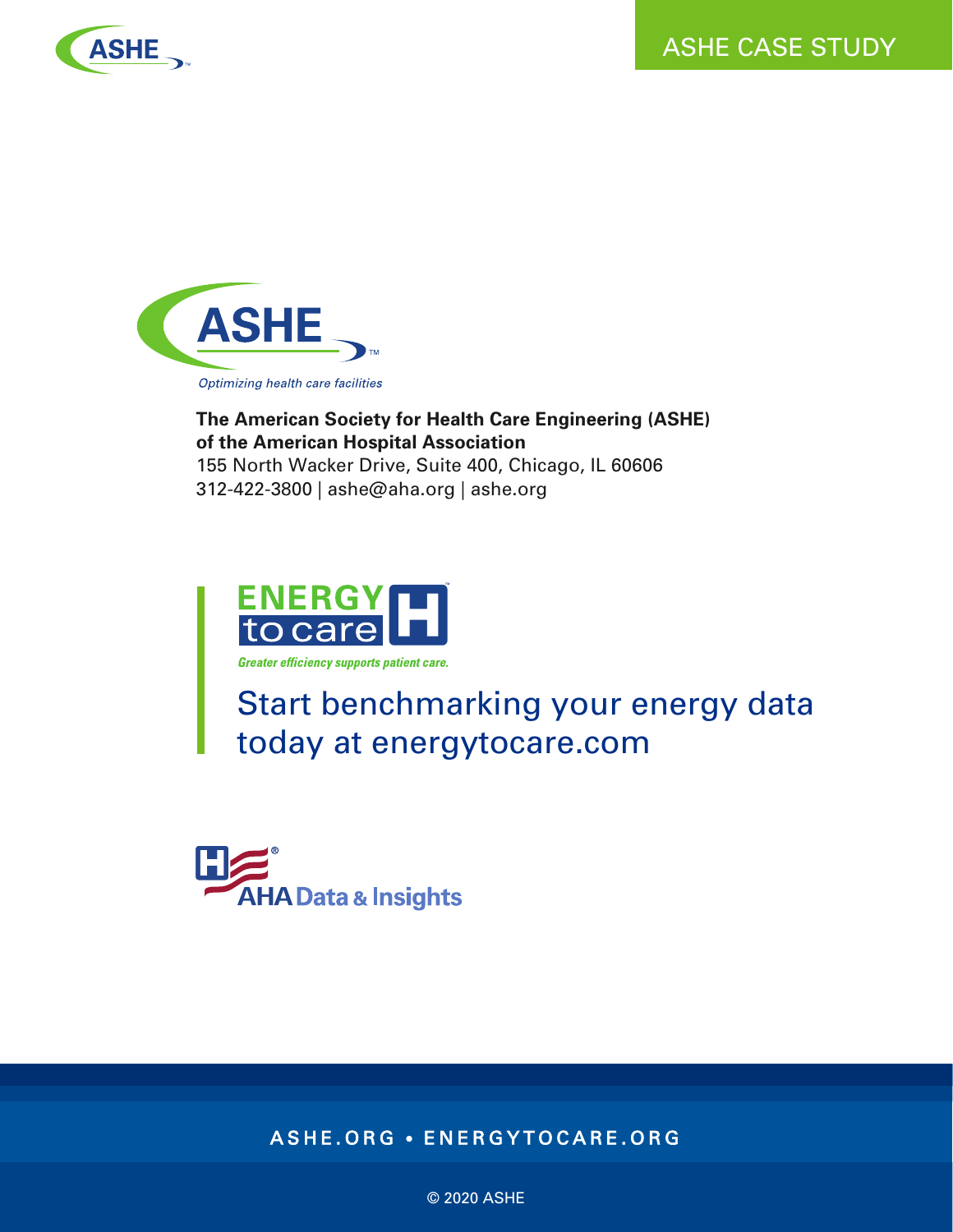ASHE CASE STUDY

ASHE

*Optimizing health care facilities*

**The American Society for Health Care Engineering (ASHE) of the American Hospital Association**
155 North Wacker Drive, Suite 400, Chicago, IL 60606
312-422-3800 | ashe@aha.org | ashe.org

ENERGY to care

***Greater efficiency supports patient care.***

Start benchmarking your energy data today at energytocare.com

AHA Data & Insights

ASHE.ORG • ENERGYTOCARE.ORG

© 2020 ASHE